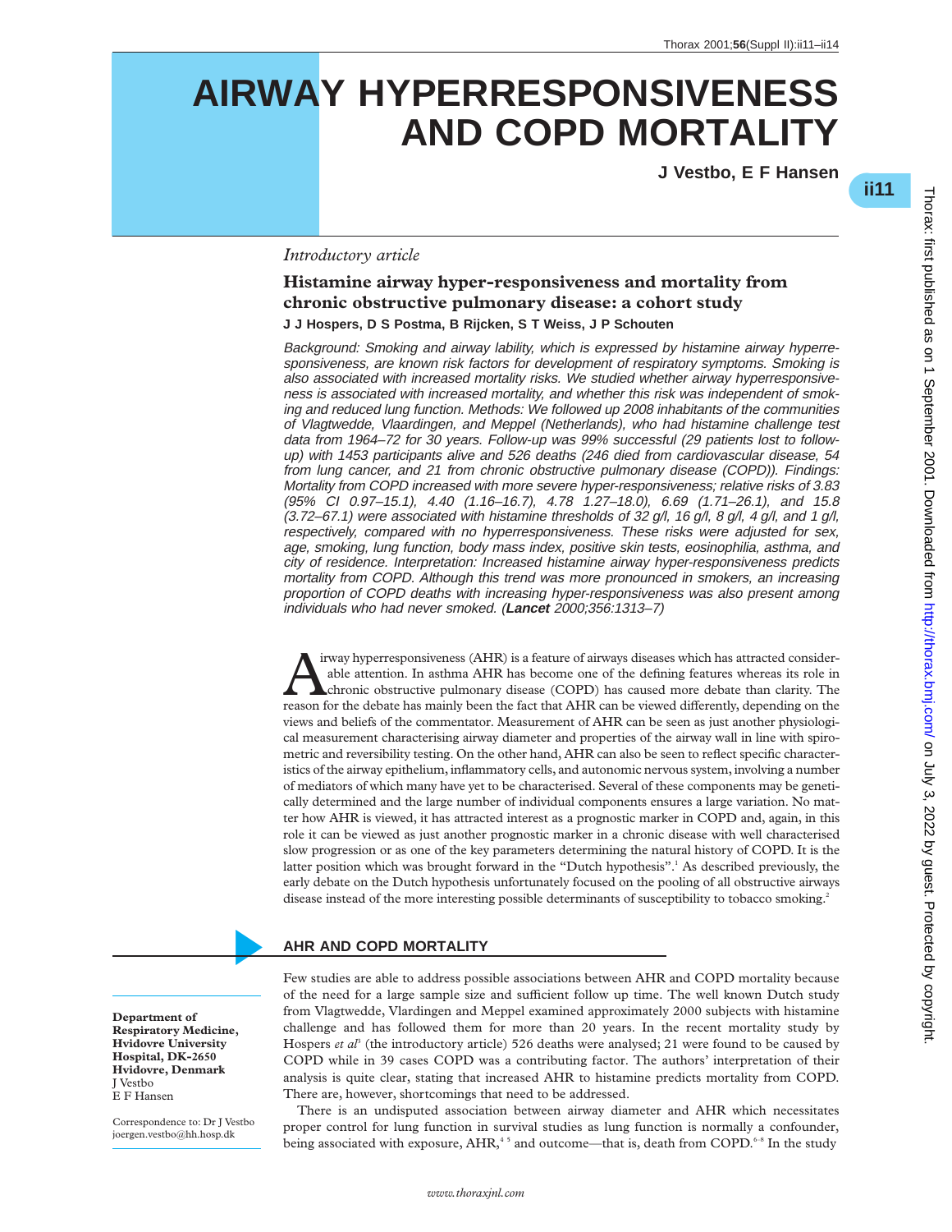# AIRWAY HYPERRESPONSIVENESS AND COPD MORTALITY

**J Vestbo, E F Hansen**

*Introductory article*

### Histamine airway hyper-responsiveness and mortality from chronic obstructive pulmonary disease: a cohort study

**J J Hospers, D S Postma, B Rijcken, S T Weiss, J P Schouten**

*Background: Smoking and airway lability, which is expressed by histamine airway hyperresponsiveness, are known risk factors for development of respiratory symptoms. Smoking is also associated with increased mortality risks. We studied whether airway hyperresponsiveness is associated with increased mortality, and whether this risk was independent of smoking and reduced lung function. Methods: We followed up 2008 inhabitants of the communities of Vlagtwedde, Vlaardingen, and Meppel (Netherlands), who had histamine challenge test data from 1964–72 for 30 years. Follow-up was 99% successful (29 patients lost to follow-up) with 1453 participants alive and 526 deaths (246 died from cardiovascular disease, 54 from lung cancer, and 21 from chronic obstructive pulmonary disease (COPD)). Findings: Mortality from COPD increased with more severe hyper-responsiveness; relative risks of 3.83 (95% CI 0.97–15.1), 4.40 (1.16–16.7), 4.78 1.27–18.0), 6.69 (1.71–26.1), and 15.8 (3.72–67.1) were associated with histamine thresholds of 32 g/l, 16 g/l, 8 g/l, 4 g/l, and 1 g/l, respectively, compared with no hyperresponsiveness. These risks were adjusted for sex, age, smoking, lung function, body mass index, positive skin tests, eosinophilia, asthma, and city of residence. Interpretation: Increased histamine airway hyper-responsiveness predicts mortality from COPD. Although this trend was more pronounced in smokers, an increasing proportion of COPD deaths with increasing hyper-responsiveness was also present among individuals who had never smoked. (**Lancet** 2000;356:1313–7)*

Airway hyperresponsiveness (AHR) is a feature of airways diseases which has attracted considerable attention. In asthma AHR has become one of the defining features whereas its role in chronic obstructive pulmonary disease (COPD) has caused more debate than clarity. The reason for the debate has mainly been the fact that AHR can be viewed differently, depending on the views and beliefs of the commentator. Measurement of AHR can be seen as just another physiological measurement characterising airway diameter and properties of the airway wall in line with spirometric and reversibility testing. On the other hand, AHR can also be seen to reflect specific characteristics of the airway epithelium, inflammatory cells, and autonomic nervous system, involving a number of mediators of which many have yet to be characterised. Several of these components may be genetically determined and the large number of individual components ensures a large variation. No matter how AHR is viewed, it has attracted interest as a prognostic marker in COPD and, again, in this role it can be viewed as just another prognostic marker in a chronic disease with well characterised slow progression or as one of the key parameters determining the natural history of COPD. It is the latter position which was brought forward in the "Dutch hypothesis".[1] As described previously, the early debate on the Dutch hypothesis unfortunately focused on the pooling of all obstructive airways disease instead of the more interesting possible determinants of susceptibility to tobacco smoking.[2]

## AHR AND COPD MORTALITY

Few studies are able to address possible associations between AHR and COPD mortality because of the need for a large sample size and sufficient follow up time. The well known Dutch study from Vlagtwedde, Vlardingen and Meppel examined approximately 2000 subjects with histamine challenge and has followed them for more than 20 years. In the recent mortality study by Hospers *et al*[3] (the introductory article) 526 deaths were analysed; 21 were found to be caused by COPD while in 39 cases COPD was a contributing factor. The authors' interpretation of their analysis is quite clear, stating that increased AHR to histamine predicts mortality from COPD. There are, however, shortcomings that need to be addressed.

There is an undisputed association between airway diameter and AHR which necessitates proper control for lung function in survival studies as lung function is normally a confounder, being associated with exposure, AHR,[4,5] and outcome—that is, death from COPD.[6–8] In the study

**Department of Respiratory Medicine, Hvidovre University Hospital, DK-2650 Hvidovre, Denmark**
J Vestbo
E F Hansen

Correspondence to: Dr J Vestbo
joergen.vestbo@hh.hosp.dk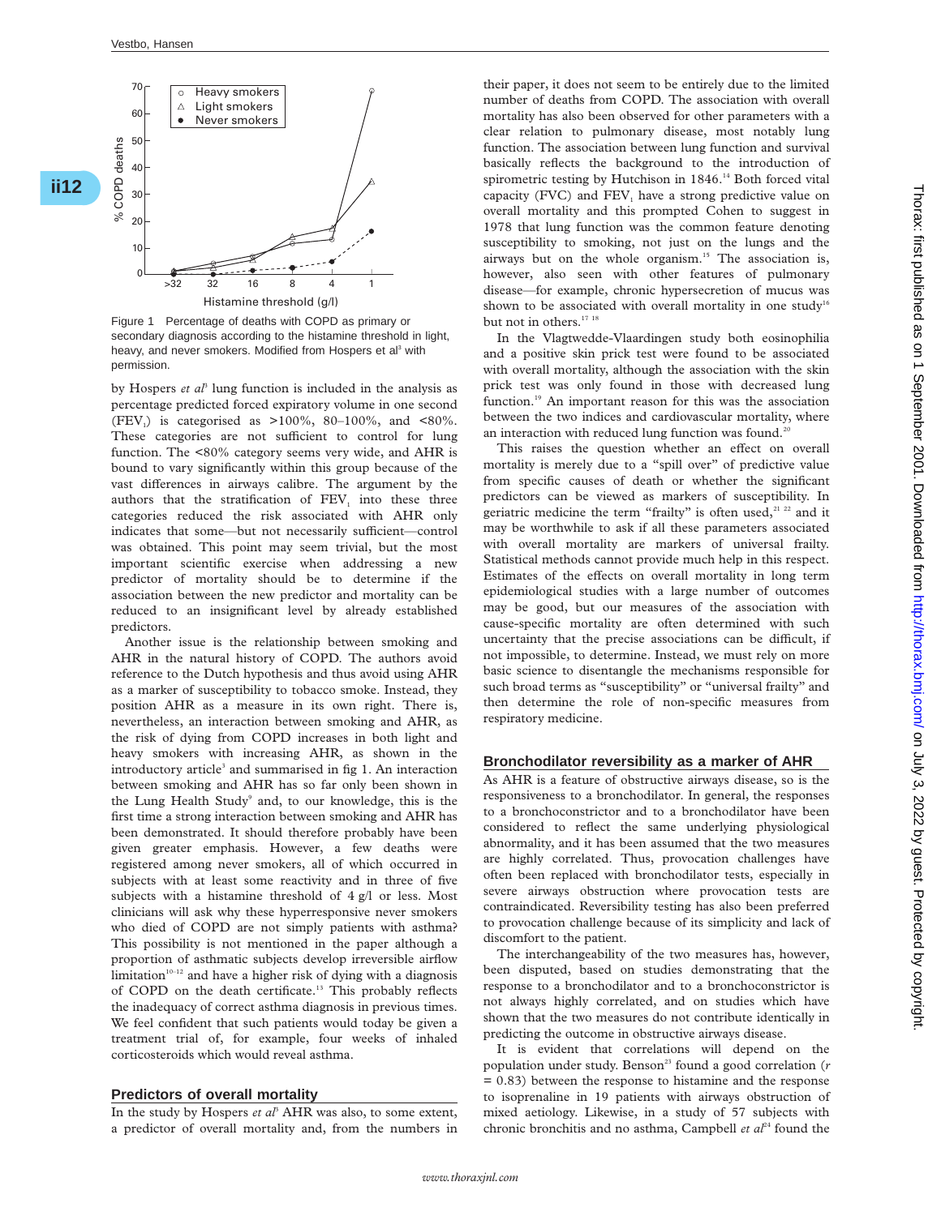Figure 1 Percentage of deaths with COPD as primary or secondary diagnosis according to the histamine threshold in light, heavy, and never smokers. Modified from Hospers et al[3] with permission.

by Hospers *et al*[3] lung function is included in the analysis as percentage predicted forced expiratory volume in one second ($FEV_1$) is categorised as >100%, 80–100%, and <80%. These categories are not sufficient to control for lung function. The <80% category seems very wide, and AHR is bound to vary significantly within this group because of the vast differences in airways calibre. The argument by the authors that the stratification of $FEV_1$ into these three categories reduced the risk associated with AHR only indicates that some—but not necessarily sufficient—control was obtained. This point may seem trivial, but the most important scientific exercise when addressing a new predictor of mortality should be to determine if the association between the new predictor and mortality can be reduced to an insignificant level by already established predictors.

Another issue is the relationship between smoking and AHR in the natural history of COPD. The authors avoid reference to the Dutch hypothesis and thus avoid using AHR as a marker of susceptibility to tobacco smoke. Instead, they position AHR as a measure in its own right. There is, nevertheless, an interaction between smoking and AHR, as the risk of dying from COPD increases in both light and heavy smokers with increasing AHR, as shown in the introductory article[3] and summarised in fig 1. An interaction between smoking and AHR has so far only been shown in the Lung Health Study[9] and, to our knowledge, this is the first time a strong interaction between smoking and AHR has been demonstrated. It should therefore probably have been given greater emphasis. However, a few deaths were registered among never smokers, all of which occurred in subjects with at least some reactivity and in three of five subjects with a histamine threshold of 4 g/l or less. Most clinicians will ask why these hyperresponsive never smokers who died of COPD are not simply patients with asthma? This possibility is not mentioned in the paper although a proportion of asthmatic subjects develop irreversible airflow limitation[10–12] and have a higher risk of dying with a diagnosis of COPD on the death certificate.[13] This probably reflects the inadequacy of correct asthma diagnosis in previous times. We feel confident that such patients would today be given a treatment trial of, for example, four weeks of inhaled corticosteroids which would reveal asthma.

## Predictors of overall mortality

In the study by Hospers *et al*[3] AHR was also, to some extent, a predictor of overall mortality and, from the numbers in their paper, it does not seem to be entirely due to the limited number of deaths from COPD. The association with overall mortality has also been observed for other parameters with a clear relation to pulmonary disease, most notably lung function. The association between lung function and survival basically reflects the background to the introduction of spirometric testing by Hutchison in 1846.[14] Both forced vital capacity (FVC) and $FEV_1$ have a strong predictive value on overall mortality and this prompted Cohen to suggest in 1978 that lung function was the common feature denoting susceptibility to smoking, not just on the lungs and the airways but on the whole organism.[15] The association is, however, also seen with other features of pulmonary disease—for example, chronic hypersecretion of mucus was shown to be associated with overall mortality in one study[16] but not in others.[17 18]

In the Vlagtwedde-Vlaardingen study both eosinophilia and a positive skin prick test were found to be associated with overall mortality, although the association with the skin prick test was only found in those with decreased lung function.[19] An important reason for this was the association between the two indices and cardiovascular mortality, where an interaction with reduced lung function was found.[20]

This raises the question whether an effect on overall mortality is merely due to a "spill over" of predictive value from specific causes of death or whether the significant predictors can be viewed as markers of susceptibility. In geriatric medicine the term "frailty" is often used,[21 22] and it may be worthwhile to ask if all these parameters associated with overall mortality are markers of universal frailty. Statistical methods cannot provide much help in this respect. Estimates of the effects on overall mortality in long term epidemiological studies with a large number of outcomes may be good, but our measures of the association with cause-specific mortality are often determined with such uncertainty that the precise associations can be difficult, if not impossible, to determine. Instead, we must rely on more basic science to disentangle the mechanisms responsible for such broad terms as "susceptibility" or "universal frailty" and then determine the role of non-specific measures from respiratory medicine.

## Bronchodilator reversibility as a marker of AHR

As AHR is a feature of obstructive airways disease, so is the responsiveness to a bronchodilator. In general, the responses to a bronchoconstrictor and to a bronchodilator have been considered to reflect the same underlying physiological abnormality, and it has been assumed that the two measures are highly correlated. Thus, provocation challenges have often been replaced with bronchodilator tests, especially in severe airways obstruction where provocation tests are contraindicated. Reversibility testing has also been preferred to provocation challenge because of its simplicity and lack of discomfort to the patient.

The interchangeability of the two measures has, however, been disputed, based on studies demonstrating that the response to a bronchodilator and to a bronchoconstrictor is not always highly correlated, and on studies which have shown that the two measures do not contribute identically in predicting the outcome in obstructive airways disease.

It is evident that correlations will depend on the population under study. Benson[23] found a good correlation ($r = 0.83$) between the response to histamine and the response to isoprenaline in 19 patients with airways obstruction of mixed aetiology. Likewise, in a study of 57 subjects with chronic bronchitis and no asthma, Campbell *et al*[24] found the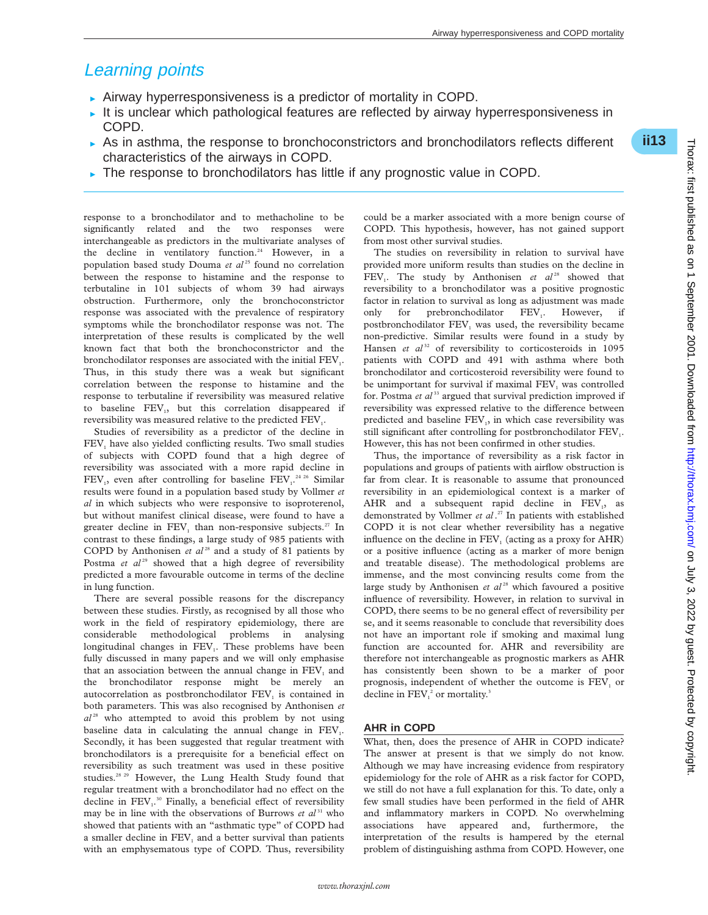## Learning points

- Airway hyperresponsiveness is a predictor of mortality in COPD.
- It is unclear which pathological features are reflected by airway hyperresponsiveness in COPD.
- As in asthma, the response to bronchoconstrictors and bronchodilators reflects different characteristics of the airways in COPD.
- The response to bronchodilators has little if any prognostic value in COPD.

response to a bronchodilator and to methacholine to be significantly related and the two responses were interchangeable as predictors in the multivariate analyses of the decline in ventilatory function.[24] However, in a population based study Douma *et al*[25] found no correlation between the response to histamine and the response to terbutaline in 101 subjects of whom 39 had airways obstruction. Furthermore, only the bronchoconstrictor response was associated with the prevalence of respiratory symptoms while the bronchodilator response was not. The interpretation of these results is complicated by the well known fact that both the bronchoconstrictor and the bronchodilator responses are associated with the initial $FEV_1$. Thus, in this study there was a weak but significant correlation between the response to histamine and the response to terbutaline if reversibility was measured relative to baseline $FEV_1$, but this correlation disappeared if reversibility was measured relative to the predicted $FEV_1$.

Studies of reversibility as a predictor of the decline in $FEV_1$ have also yielded conflicting results. Two small studies of subjects with COPD found that a high degree of reversibility was associated with a more rapid decline in $FEV_1$, even after controlling for baseline $FEV_1$.[24,26] Similar results were found in a population based study by Vollmer *et al* in which subjects who were responsive to isoproterenol, but without manifest clinical disease, were found to have a greater decline in $FEV_1$ than non-responsive subjects.[27] In contrast to these findings, a large study of 985 patients with COPD by Anthonisen *et al*[28] and a study of 81 patients by Postma *et al*[29] showed that a high degree of reversibility predicted a more favourable outcome in terms of the decline in lung function.

There are several possible reasons for the discrepancy between these studies. Firstly, as recognised by all those who work in the field of respiratory epidemiology, there are considerable methodological problems in analysing longitudinal changes in $FEV_1$. These problems have been fully discussed in many papers and we will only emphasise that an association between the annual change in $FEV_1$ and the bronchodilator response might be merely an autocorrelation as postbronchodilator $FEV_1$ is contained in both parameters. This was also recognised by Anthonisen *et al*[28] who attempted to avoid this problem by not using baseline data in calculating the annual change in $FEV_1$. Secondly, it has been suggested that regular treatment with bronchodilators is a prerequisite for a beneficial effect on reversibility as such treatment was used in these positive studies.[28,29] However, the Lung Health Study found that regular treatment with a bronchodilator had no effect on the decline in $FEV_1$.[30] Finally, a beneficial effect of reversibility may be in line with the observations of Burrows *et al*[31] who showed that patients with an "asthmatic type" of COPD had a smaller decline in $FEV_1$ and a better survival than patients with an emphysematous type of COPD. Thus, reversibility could be a marker associated with a more benign course of COPD. This hypothesis, however, has not gained support from most other survival studies.

The studies on reversibility in relation to survival have provided more uniform results than studies on the decline in $FEV_1$. The study by Anthonisen *et al*[28] showed that reversibility to a bronchodilator was a positive prognostic factor in relation to survival as long as adjustment was made only for prebronchodilator $FEV_1$. However, if postbronchodilator $FEV_1$ was used, the reversibility became non-predictive. Similar results were found in a study by Hansen *et al*[32] of reversibility to corticosteroids in 1095 patients with COPD and 491 with asthma where both bronchodilator and corticosteroid reversibility were found to be unimportant for survival if maximal $FEV_1$ was controlled for. Postma *et al*[33] argued that survival prediction improved if reversibility was expressed relative to the difference between predicted and baseline $FEV_1$, in which case reversibility was still significant after controlling for postbronchodilator $FEV_1$. However, this has not been confirmed in other studies.

Thus, the importance of reversibility as a risk factor in populations and groups of patients with airflow obstruction is far from clear. It is reasonable to assume that pronounced reversibility in an epidemiological context is a marker of AHR and a subsequent rapid decline in $FEV_1$, as demonstrated by Vollmer *et al*.[27] In patients with established COPD it is not clear whether reversibility has a negative influence on the decline in $FEV_1$ (acting as a proxy for AHR) or a positive influence (acting as a marker of more benign and treatable disease). The methodological problems are immense, and the most convincing results come from the large study by Anthonisen *et al*[28] which favoured a positive influence of reversibility. However, in relation to survival in COPD, there seems to be no general effect of reversibility per se, and it seems reasonable to conclude that reversibility does not have an important role if smoking and maximal lung function are accounted for. AHR and reversibility are therefore not interchangeable as prognostic markers as AHR has consistently been shown to be a marker of poor prognosis, independent of whether the outcome is $FEV_1$ or decline in $FEV_1$[2] or mortality.[3]

## AHR in COPD

What, then, does the presence of AHR in COPD indicate? The answer at present is that we simply do not know. Although we may have increasing evidence from respiratory epidemiology for the role of AHR as a risk factor for COPD, we still do not have a full explanation for this. To date, only a few small studies have been performed in the field of AHR and inflammatory markers in COPD. No overwhelming associations have appeared and, furthermore, the interpretation of the results is hampered by the eternal problem of distinguishing asthma from COPD. However, one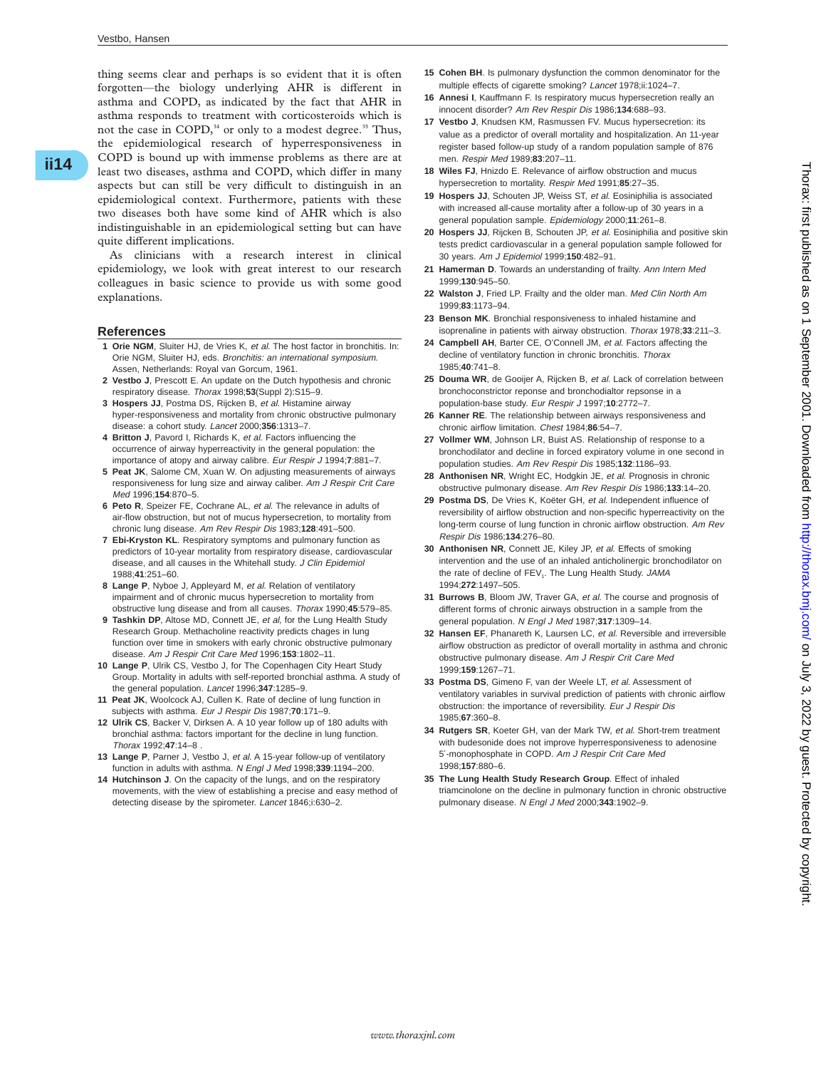thing seems clear and perhaps is so evident that it is often forgotten—the biology underlying AHR is different in asthma and COPD, as indicated by the fact that AHR in asthma responds to treatment with corticosteroids which is not the case in COPD,[34] or only to a modest degree.[35] Thus, the epidemiological research of hyperresponsiveness in COPD is bound up with immense problems as there are at least two diseases, asthma and COPD, which differ in many aspects but can still be very difficult to distinguish in an epidemiological context. Furthermore, patients with these two diseases both have some kind of AHR which is also indistinguishable in an epidemiological setting but can have quite different implications.

As clinicians with a research interest in clinical epidemiology, we look with great interest to our research colleagues in basic science to provide us with some good explanations.

## References

1. **Orie NGM**, Sluiter HJ, de Vries K, *et al.* The host factor in bronchitis. In: Orie NGM, Sluiter HJ, eds. *Bronchitis: an international symposium.* Assen, Netherlands: Royal van Gorcum, 1961.
2. **Vestbo J**, Prescott E. An update on the Dutch hypothesis and chronic respiratory disease. *Thorax* 1998;**53**(Suppl 2):S15–9.
3. **Hospers JJ**, Postma DS, Rijcken B, *et al.* Histamine airway hyper-responsiveness and mortality from chronic obstructive pulmonary disease: a cohort study. *Lancet* 2000;**356**:1313–7.
4. **Britton J**, Pavord I, Richards K, *et al.* Factors influencing the occurrence of airway hyperreactivity in the general population: the importance of atopy and airway calibre. *Eur Respir J* 1994;**7**:881–7.
5. **Peat JK**, Salome CM, Xuan W. On adjusting measurements of airways responsiveness for lung size and airway caliber. *Am J Respir Crit Care Med* 1996;**154**:870–5.
6. **Peto R**, Speizer FE, Cochrane AL, *et al.* The relevance in adults of air-flow obstruction, but not of mucus hypersecretion, to mortality from chronic lung disease. *Am Rev Respir Dis* 1983;**128**:491–500.
7. **Ebi-Kryston KL**. Respiratory symptoms and pulmonary function as predictors of 10-year mortality from respiratory disease, cardiovascular disease, and all causes in the Whitehall study. *J Clin Epidemiol* 1988;**41**:251–60.
8. **Lange P**, Nyboe J, Appleyard M, *et al.* Relation of ventilatory impairment and of chronic mucus hypersecretion to mortality from obstructive lung disease and from all causes. *Thorax* 1990;**45**:579–85.
9. **Tashkin DP**, Altose MD, Connett JE, *et al*, for the Lung Health Study Research Group. Methacholine reactivity predicts chages in lung function over time in smokers with early chronic obstructive pulmonary disease. *Am J Respir Crit Care Med* 1996;**153**:1802–11.
10. **Lange P**, Ulrik CS, Vestbo J, for The Copenhagen City Heart Study Group. Mortality in adults with self-reported bronchial asthma. A study of the general population. *Lancet* 1996;**347**:1285–9.
11. **Peat JK**, Woolcock AJ, Cullen K. Rate of decline of lung function in subjects with asthma. *Eur J Respir Dis* 1987;**70**:171–9.
12. **Ulrik CS**, Backer V, Dirksen A. A 10 year follow up of 180 adults with bronchial asthma: factors important for the decline in lung function. *Thorax* 1992;**47**:14–8 .
13. **Lange P**, Parner J, Vestbo J, *et al.* A 15-year follow-up of ventilatory function in adults with asthma. *N Engl J Med* 1998;**339**:1194–200.
14. **Hutchinson J**. On the capacity of the lungs, and on the respiratory movements, with the view of establishing a precise and easy method of detecting disease by the spirometer. *Lancet* 1846;i:630–2.
15. **Cohen BH**. Is pulmonary dysfunction the common denominator for the multiple effects of cigarette smoking? *Lancet* 1978;ii:1024–7.
16. **Annesi I**, Kauffmann F. Is respiratory mucus hypersecretion really an innocent disorder? *Am Rev Respir Dis* 1986;**134**:688–93.
17. **Vestbo J**, Knudsen KM, Rasmussen FV. Mucus hypersecretion: its value as a predictor of overall mortality and hospitalization. An 11-year register based follow-up study of a random population sample of 876 men. *Respir Med* 1989;**83**:207–11.
18. **Wiles FJ**, Hnizdo E. Relevance of airflow obstruction and mucus hypersecretion to mortality. *Respir Med* 1991;**85**:27–35.
19. **Hospers JJ**, Schouten JP, Weiss ST, *et al.* Eosiniphilia is associated with increased all-cause mortality after a follow-up of 30 years in a general population sample. *Epidemiology* 2000;**11**:261–8.
20. **Hospers JJ**, Rijcken B, Schouten JP, *et al.* Eosinophilia and positive skin tests predict cardiovascular in a general population sample followed for 30 years. *Am J Epidemiol* 1999;**150**:482–91.
21. **Hamerman D**. Towards an understanding of frailty. *Ann Intern Med* 1999;**130**:945–50.
22. **Walston J**, Fried LP. Frailty and the older man. *Med Clin North Am* 1999;**83**:1173–94.
23. **Benson MK**. Bronchial responsiveness to inhaled histamine and isoprenaline in patients with airway obstruction. *Thorax* 1978;**33**:211–3.
24. **Campbell AH**, Barter CE, O'Connell JM, *et al.* Factors affecting the decline of ventilatory function in chronic bronchitis. *Thorax* 1985;**40**:741–8.
25. **Douma WR**, de Gooijer A, Rijcken B, *et al.* Lack of correlation between bronchoconstrictor reponse and bronchodialtor repsonse in a population-base study. *Eur Respir J* 1997;**10**:2772–7.
26. **Kanner RE**. The relationship between airways responsiveness and chronic airflow limitation. *Chest* 1984;**86**:54–7.
27. **Vollmer WM**, Johnson LR, Buist AS. Relationship of response to a bronchodilator and decline in forced expiratory volume in one second in population studies. *Am Rev Respir Dis* 1985;**132**:1186–93.
28. **Anthonisen NR**, Wright EC, Hodgkin JE, *et al.* Prognosis in chronic obstructive pulmonary disease. *Am Rev Respir Dis* 1986;**133**:14–20.
29. **Postma DS**, De Vries K, Koëter GH, *et al.* Independent influence of reversibility of airflow obstruction and non-specific hyperreactivity on the long-term course of lung function in chronic airflow obstruction. *Am Rev Respir Dis* 1986;**134**:276–80.
30. **Anthonisen NR**, Connett JE, Kiley JP, *et al.* Effects of smoking intervention and the use of an inhaled anticholinergic bronchodilator on the rate of decline of $FEV_1$. The Lung Health Study. *JAMA* 1994;**272**:1497–505.
31. **Burrows B**, Bloom JW, Traver GA, *et al.* The course and prognosis of different forms of chronic airways obstruction in a sample from the general population. *N Engl J Med* 1987;**317**:1309–14.
32. **Hansen EF**, Phanareth K, Laursen LC, *et al.* Reversible and irreversible airflow obstruction as predictor of overall mortality in asthma and chronic obstructive pulmonary disease. *Am J Respir Crit Care Med* 1999;**159**:1267–71.
33. **Postma DS**, Gimeno F, van der Weele LT, *et al.* Assessment of ventilatory variables in survival prediction of patients with chronic airflow obstruction: the importance of reversibility. *Eur J Respir Dis* 1985;**67**:360–8.
34. **Rutgers SR**, Koeter GH, van der Mark TW, *et al.* Short-trem treatment with budesonide does not improve hyperresponsiveness to adenosine 5′-monophosphate in COPD. *Am J Respir Crit Care Med* 1998;**157**:880–6.
35. **The Lung Health Study Research Group**. Effect of inhaled triamcinolone on the decline in pulmonary function in chronic obstructive pulmonary disease. *N Engl J Med* 2000;**343**:1902–9.